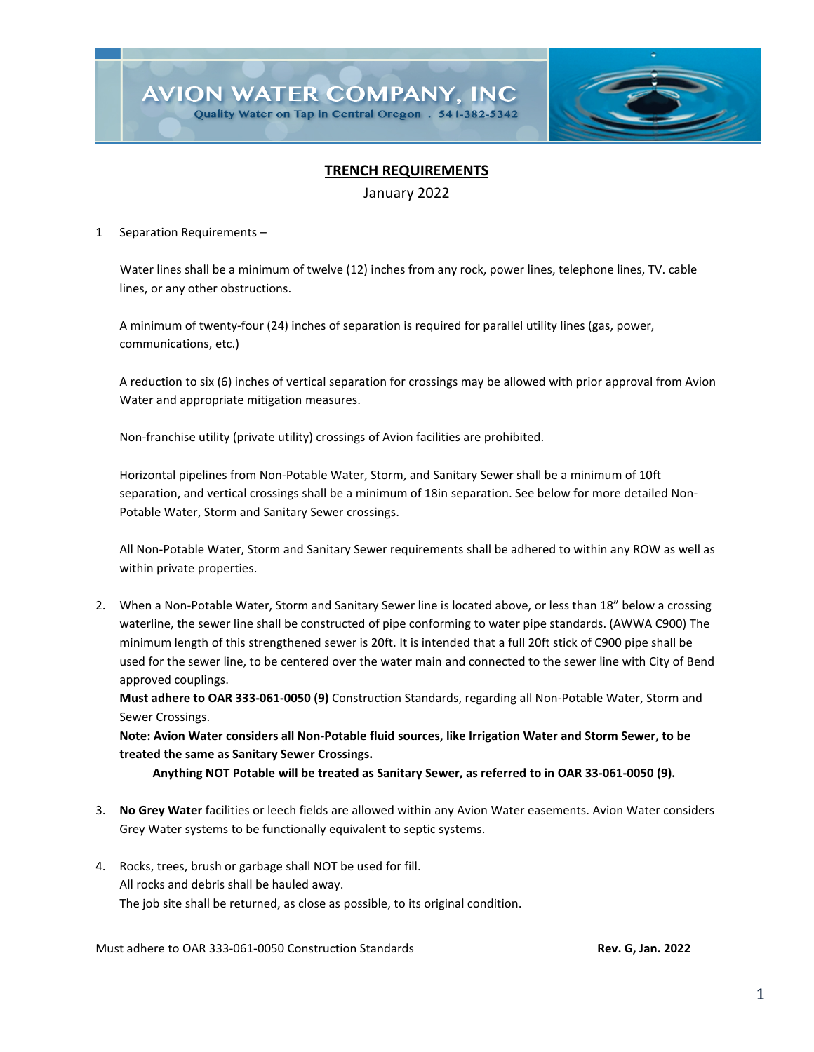# AVION WATER COMPANY, INC

Quality Water on Tap in Central Oregon . 541-382-5342

## TRENCH REQUIREMENTS

January 2022

1 Separation Requirements –

Water lines shall be a minimum of twelve (12) inches from any rock, power lines, telephone lines, TV. cable lines, or any other obstructions.

A minimum of twenty-four (24) inches of separation is required for parallel utility lines (gas, power, communications, etc.)

A reduction to six (6) inches of vertical separation for crossings may be allowed with prior approval from Avion Water and appropriate mitigation measures.

Non-franchise utility (private utility) crossings of Avion facilities are prohibited.

Horizontal pipelines from Non-Potable Water, Storm, and Sanitary Sewer shall be a minimum of 10ft separation, and vertical crossings shall be a minimum of 18in separation. See below for more detailed Non-Potable Water, Storm and Sanitary Sewer crossings.

All Non-Potable Water, Storm and Sanitary Sewer requirements shall be adhered to within any ROW as well as within private properties.

2. When a Non-Potable Water, Storm and Sanitary Sewer line is located above, or less than 18" below a crossing waterline, the sewer line shall be constructed of pipe conforming to water pipe standards. (AWWA C900) The minimum length of this strengthened sewer is 20ft. It is intended that a full 20ft stick of C900 pipe shall be used for the sewer line, to be centered over the water main and connected to the sewer line with City of Bend approved couplings.
   **Must adhere to OAR 333-061-0050 (9)** Construction Standards, regarding all Non-Potable Water, Storm and Sewer Crossings.
   **Note: Avion Water considers all Non-Potable fluid sources, like Irrigation Water and Storm Sewer, to be treated the same as Sanitary Sewer Crossings.**
   **Anything NOT Potable will be treated as Sanitary Sewer, as referred to in OAR 33-061-0050 (9).**

3. **No Grey Water** facilities or leech fields are allowed within any Avion Water easements. Avion Water considers Grey Water systems to be functionally equivalent to septic systems.

4. Rocks, trees, brush or garbage shall NOT be used for fill.
   All rocks and debris shall be hauled away.
   The job site shall be returned, as close as possible, to its original condition.

Must adhere to OAR 333-061-0050 Construction Standards **Rev. G, Jan. 2022**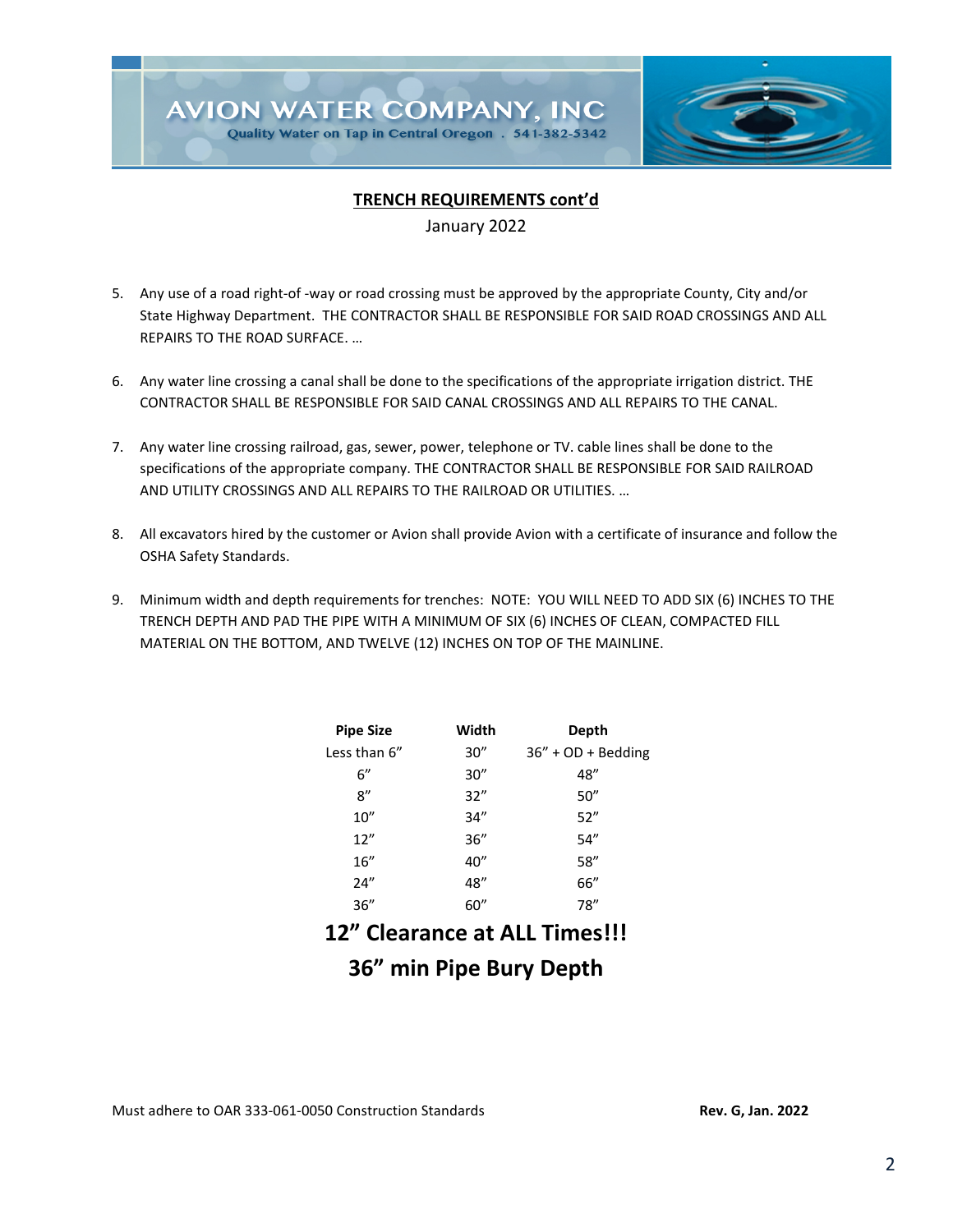## TRENCH REQUIREMENTS cont'd

January 2022

5. Any use of a road right-of -way or road crossing must be approved by the appropriate County, City and/or State Highway Department. THE CONTRACTOR SHALL BE RESPONSIBLE FOR SAID ROAD CROSSINGS AND ALL REPAIRS TO THE ROAD SURFACE. …

6. Any water line crossing a canal shall be done to the specifications of the appropriate irrigation district. THE CONTRACTOR SHALL BE RESPONSIBLE FOR SAID CANAL CROSSINGS AND ALL REPAIRS TO THE CANAL.

7. Any water line crossing railroad, gas, sewer, power, telephone or TV. cable lines shall be done to the specifications of the appropriate company. THE CONTRACTOR SHALL BE RESPONSIBLE FOR SAID RAILROAD AND UTILITY CROSSINGS AND ALL REPAIRS TO THE RAILROAD OR UTILITIES. …

8. All excavators hired by the customer or Avion shall provide Avion with a certificate of insurance and follow the OSHA Safety Standards.

9. Minimum width and depth requirements for trenches: NOTE: YOU WILL NEED TO ADD SIX (6) INCHES TO THE TRENCH DEPTH AND PAD THE PIPE WITH A MINIMUM OF SIX (6) INCHES OF CLEAN, COMPACTED FILL MATERIAL ON THE BOTTOM, AND TWELVE (12) INCHES ON TOP OF THE MAINLINE.

| Pipe Size | Width | Depth |
|---|---|---|
| Less than 6" | 30" | 36" + OD + Bedding |
| 6" | 30" | 48" |
| 8" | 32" | 50" |
| 10" | 34" | 52" |
| 12" | 36" | 54" |
| 16" | 40" | 58" |
| 24" | 48" | 66" |
| 36" | 60" | 78" |

**12" Clearance at ALL Times!!!**

**36" min Pipe Bury Depth**

Must adhere to OAR 333-061-0050 Construction Standards **Rev. G, Jan. 2022**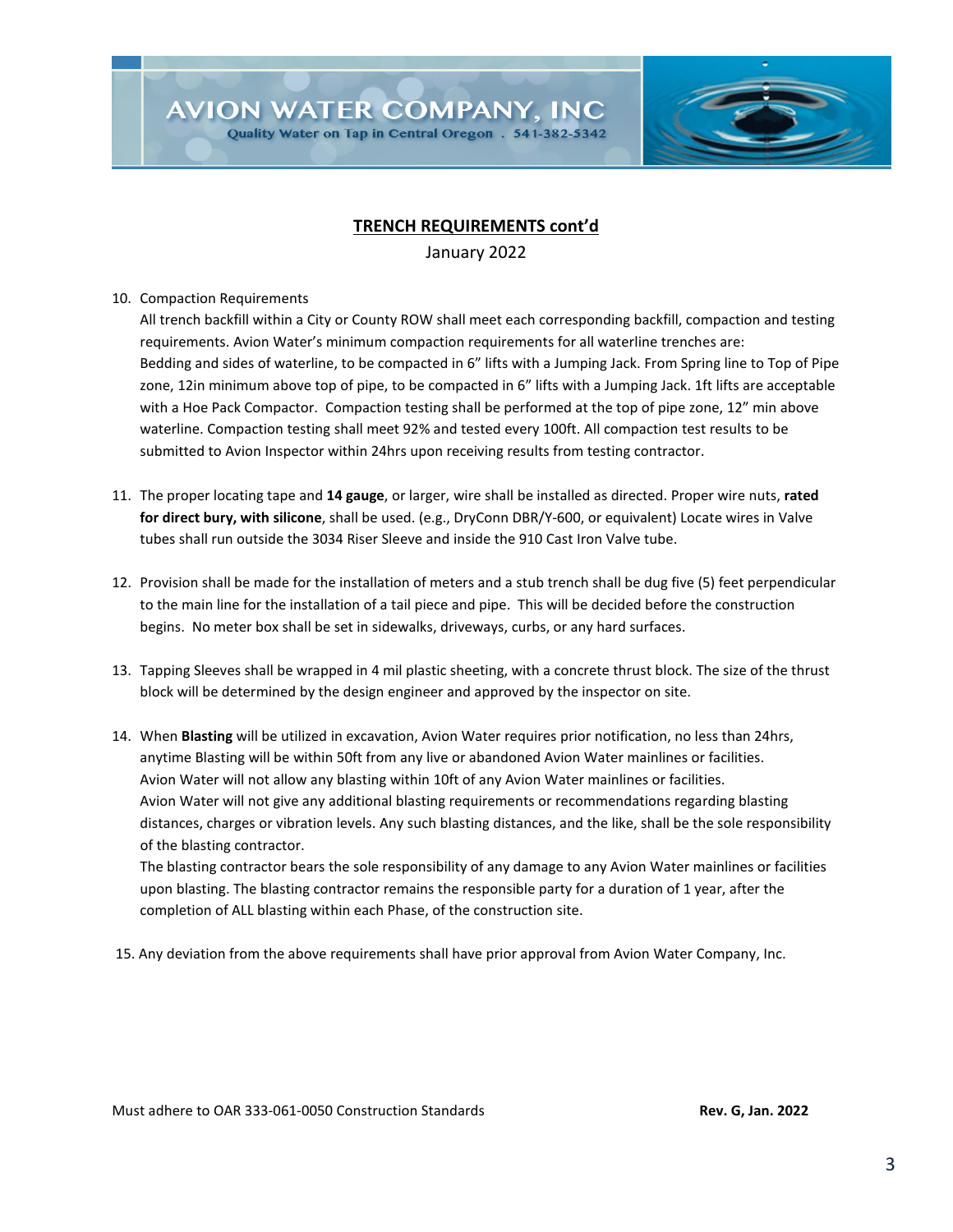## TRENCH REQUIREMENTS cont'd

January 2022

10. Compaction Requirements
    All trench backfill within a City or County ROW shall meet each corresponding backfill, compaction and testing requirements. Avion Water's minimum compaction requirements for all waterline trenches are:
    Bedding and sides of waterline, to be compacted in 6" lifts with a Jumping Jack. From Spring line to Top of Pipe zone, 12in minimum above top of pipe, to be compacted in 6" lifts with a Jumping Jack. 1ft lifts are acceptable with a Hoe Pack Compactor. Compaction testing shall be performed at the top of pipe zone, 12" min above waterline. Compaction testing shall meet 92% and tested every 100ft. All compaction test results to be submitted to Avion Inspector within 24hrs upon receiving results from testing contractor.

11. The proper locating tape and **14 gauge**, or larger, wire shall be installed as directed. Proper wire nuts, **rated for direct bury, with silicone**, shall be used. (e.g., DryConn DBR/Y-600, or equivalent) Locate wires in Valve tubes shall run outside the 3034 Riser Sleeve and inside the 910 Cast Iron Valve tube.

12. Provision shall be made for the installation of meters and a stub trench shall be dug five (5) feet perpendicular to the main line for the installation of a tail piece and pipe. This will be decided before the construction begins. No meter box shall be set in sidewalks, driveways, curbs, or any hard surfaces.

13. Tapping Sleeves shall be wrapped in 4 mil plastic sheeting, with a concrete thrust block. The size of the thrust block will be determined by the design engineer and approved by the inspector on site.

14. When **Blasting** will be utilized in excavation, Avion Water requires prior notification, no less than 24hrs, anytime Blasting will be within 50ft from any live or abandoned Avion Water mainlines or facilities.
    Avion Water will not allow any blasting within 10ft of any Avion Water mainlines or facilities.
    Avion Water will not give any additional blasting requirements or recommendations regarding blasting distances, charges or vibration levels. Any such blasting distances, and the like, shall be the sole responsibility of the blasting contractor.
    The blasting contractor bears the sole responsibility of any damage to any Avion Water mainlines or facilities upon blasting. The blasting contractor remains the responsible party for a duration of 1 year, after the completion of ALL blasting within each Phase, of the construction site.

15. Any deviation from the above requirements shall have prior approval from Avion Water Company, Inc.

Must adhere to OAR 333-061-0050 Construction Standards **Rev. G, Jan. 2022**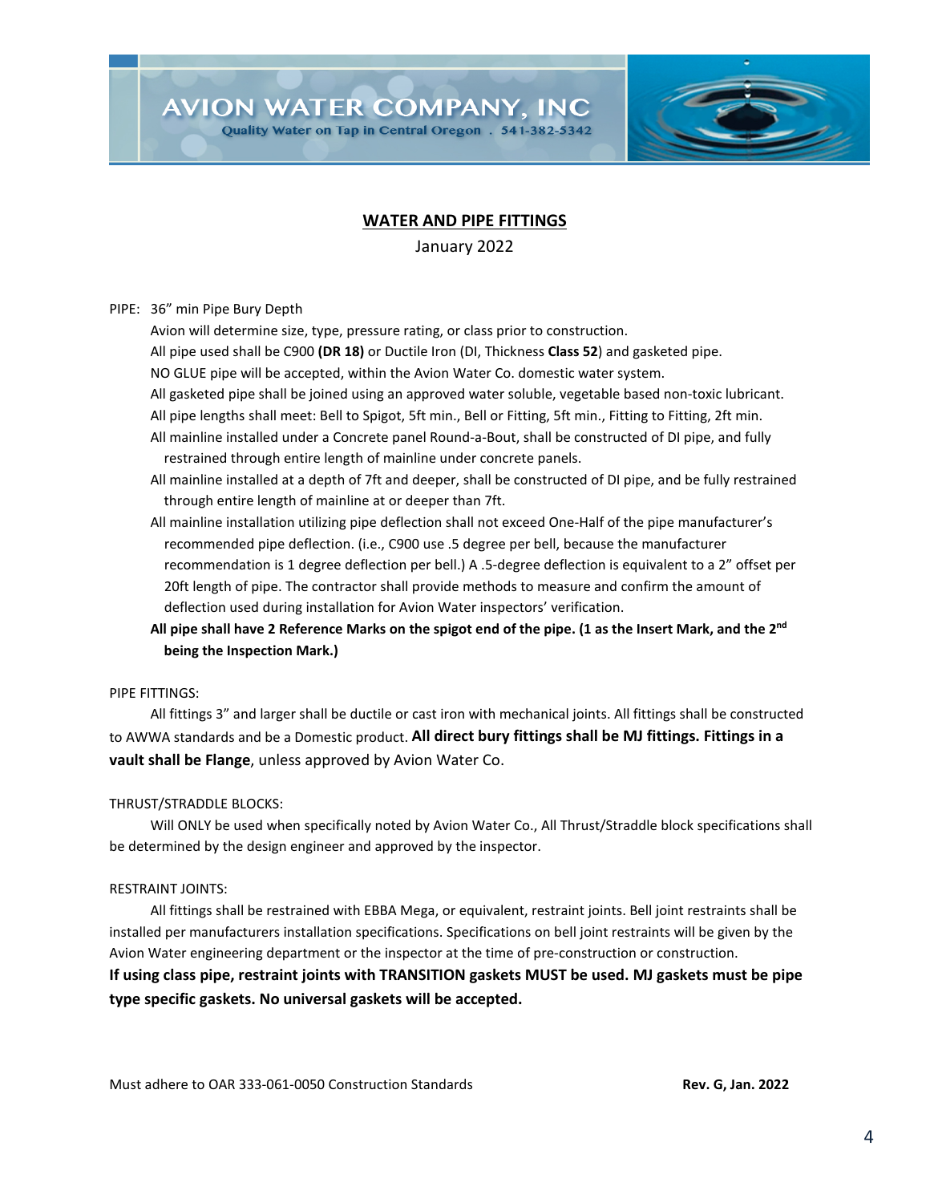AVION WATER COMPANY, INC

Quality Water on Tap in Central Oregon . 541-382-5342

## WATER AND PIPE FITTINGS

January 2022

PIPE: 36" min Pipe Bury Depth

- Avion will determine size, type, pressure rating, or class prior to construction.
- All pipe used shall be C900 **(DR 18)** or Ductile Iron (DI, Thickness **Class 52**) and gasketed pipe.
- NO GLUE pipe will be accepted, within the Avion Water Co. domestic water system.
- All gasketed pipe shall be joined using an approved water soluble, vegetable based non-toxic lubricant.
- All pipe lengths shall meet: Bell to Spigot, 5ft min., Bell or Fitting, 5ft min., Fitting to Fitting, 2ft min.
- All mainline installed under a Concrete panel Round-a-Bout, shall be constructed of DI pipe, and fully restrained through entire length of mainline under concrete panels.
- All mainline installed at a depth of 7ft and deeper, shall be constructed of DI pipe, and be fully restrained through entire length of mainline at or deeper than 7ft.
- All mainline installation utilizing pipe deflection shall not exceed One-Half of the pipe manufacturer's recommended pipe deflection. (i.e., C900 use .5 degree per bell, because the manufacturer recommendation is 1 degree deflection per bell.) A .5-degree deflection is equivalent to a 2" offset per 20ft length of pipe. The contractor shall provide methods to measure and confirm the amount of deflection used during installation for Avion Water inspectors' verification.
- **All pipe shall have 2 Reference Marks on the spigot end of the pipe. (1 as the Insert Mark, and the 2nd being the Inspection Mark.)**

PIPE FITTINGS:

All fittings 3" and larger shall be ductile or cast iron with mechanical joints. All fittings shall be constructed to AWWA standards and be a Domestic product. **All direct bury fittings shall be MJ fittings. Fittings in a vault shall be Flange**, unless approved by Avion Water Co.

THRUST/STRADDLE BLOCKS:

Will ONLY be used when specifically noted by Avion Water Co., All Thrust/Straddle block specifications shall be determined by the design engineer and approved by the inspector.

RESTRAINT JOINTS:

All fittings shall be restrained with EBBA Mega, or equivalent, restraint joints. Bell joint restraints shall be installed per manufacturers installation specifications. Specifications on bell joint restraints will be given by the Avion Water engineering department or the inspector at the time of pre-construction or construction.

**If using class pipe, restraint joints with TRANSITION gaskets MUST be used. MJ gaskets must be pipe type specific gaskets. No universal gaskets will be accepted.**

Must adhere to OAR 333-061-0050 Construction Standards **Rev. G, Jan. 2022**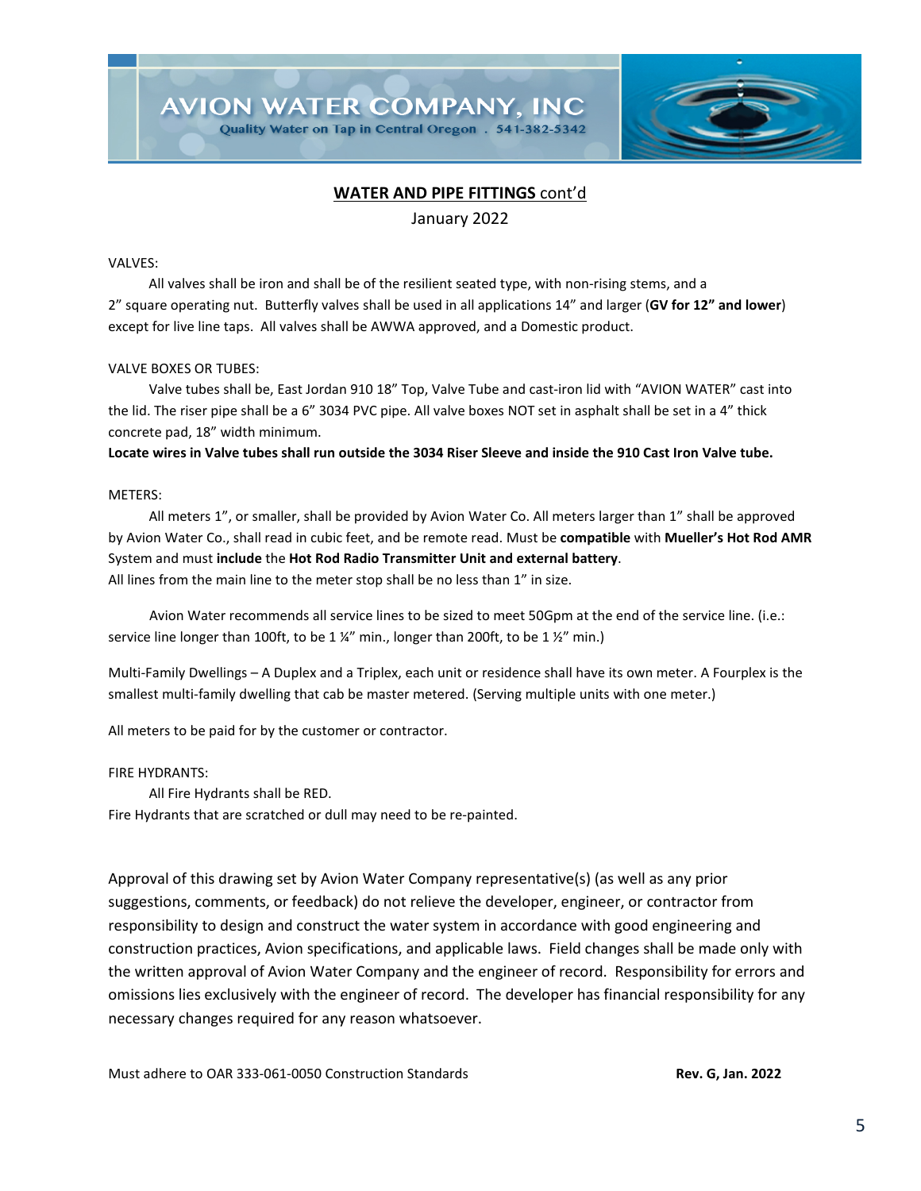**<u>WATER AND PIPE FITTINGS</u>** <u>cont'd</u>

January 2022

VALVES:

All valves shall be iron and shall be of the resilient seated type, with non-rising stems, and a 2" square operating nut. Butterfly valves shall be used in all applications 14" and larger (**GV for 12" and lower**) except for live line taps. All valves shall be AWWA approved, and a Domestic product.

VALVE BOXES OR TUBES:

Valve tubes shall be, East Jordan 910 18" Top, Valve Tube and cast-iron lid with "AVION WATER" cast into the lid. The riser pipe shall be a 6" 3034 PVC pipe. All valve boxes NOT set in asphalt shall be set in a 4" thick concrete pad, 18" width minimum.

**Locate wires in Valve tubes shall run outside the 3034 Riser Sleeve and inside the 910 Cast Iron Valve tube.**

METERS:

All meters 1", or smaller, shall be provided by Avion Water Co. All meters larger than 1" shall be approved by Avion Water Co., shall read in cubic feet, and be remote read. Must be **compatible** with **Mueller's Hot Rod AMR** System and must **include** the **Hot Rod Radio Transmitter Unit and external battery**.
All lines from the main line to the meter stop shall be no less than 1" in size.

Avion Water recommends all service lines to be sized to meet 50Gpm at the end of the service line. (i.e.: service line longer than 100ft, to be 1 ¼" min., longer than 200ft, to be 1 ½" min.)

Multi-Family Dwellings – A Duplex and a Triplex, each unit or residence shall have its own meter. A Fourplex is the smallest multi-family dwelling that cab be master metered. (Serving multiple units with one meter.)

All meters to be paid for by the customer or contractor.

FIRE HYDRANTS:

All Fire Hydrants shall be RED.
Fire Hydrants that are scratched or dull may need to be re-painted.

Approval of this drawing set by Avion Water Company representative(s) (as well as any prior suggestions, comments, or feedback) do not relieve the developer, engineer, or contractor from responsibility to design and construct the water system in accordance with good engineering and construction practices, Avion specifications, and applicable laws. Field changes shall be made only with the written approval of Avion Water Company and the engineer of record. Responsibility for errors and omissions lies exclusively with the engineer of record. The developer has financial responsibility for any necessary changes required for any reason whatsoever.

Must adhere to OAR 333-061-0050 Construction Standards **Rev. G, Jan. 2022**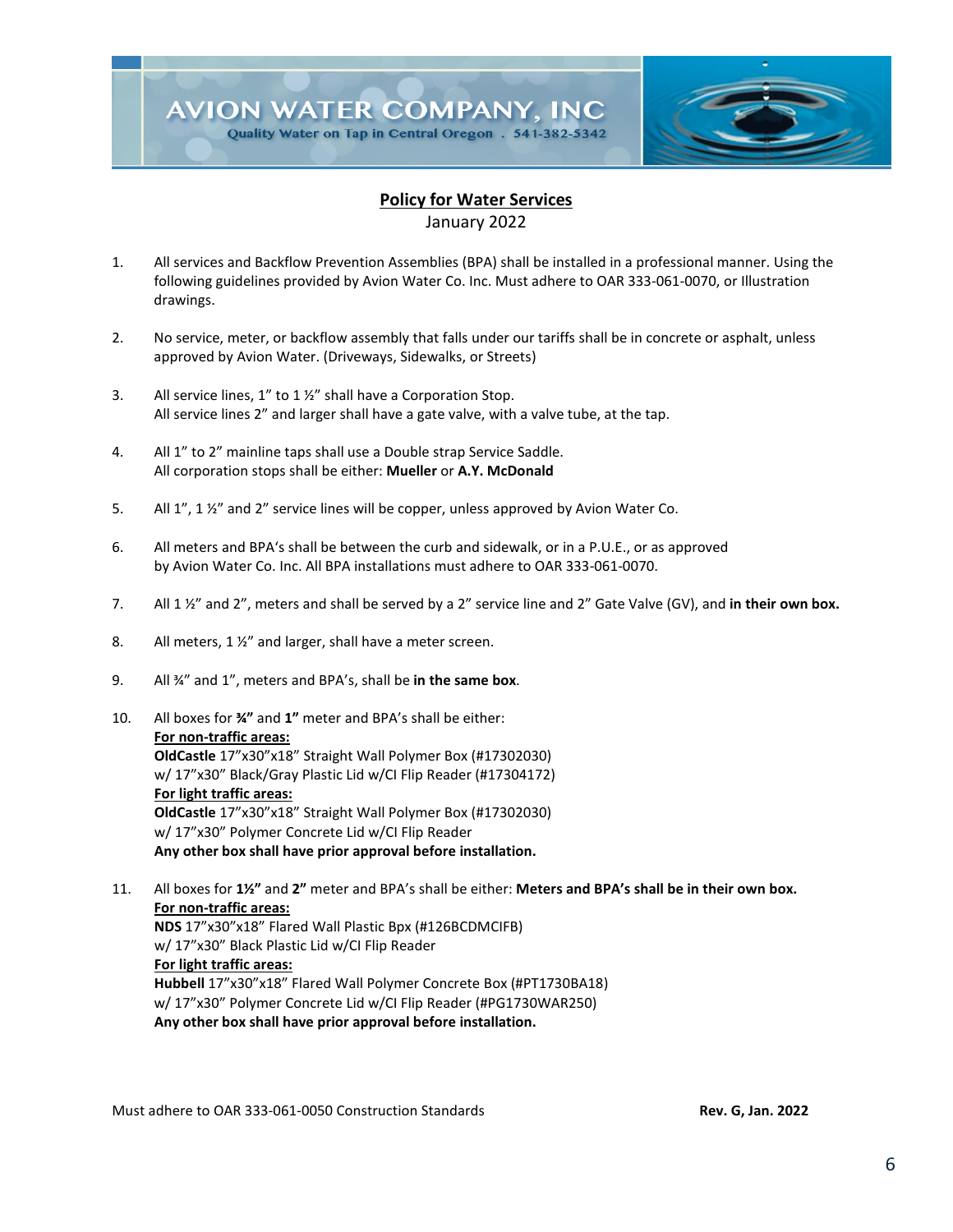AVION WATER COMPANY, INC

Quality Water on Tap in Central Oregon . 541-382-5342

## Policy for Water Services

January 2022

1. All services and Backflow Prevention Assemblies (BPA) shall be installed in a professional manner. Using the following guidelines provided by Avion Water Co. Inc. Must adhere to OAR 333-061-0070, or Illustration drawings.

2. No service, meter, or backflow assembly that falls under our tariffs shall be in concrete or asphalt, unless approved by Avion Water. (Driveways, Sidewalks, or Streets)

3. All service lines, 1" to 1 ½" shall have a Corporation Stop.
   All service lines 2" and larger shall have a gate valve, with a valve tube, at the tap.

4. All 1" to 2" mainline taps shall use a Double strap Service Saddle.
   All corporation stops shall be either: **Mueller** or **A.Y. McDonald**

5. All 1", 1 ½" and 2" service lines will be copper, unless approved by Avion Water Co.

6. All meters and BPA's shall be between the curb and sidewalk, or in a P.U.E., or as approved by Avion Water Co. Inc. All BPA installations must adhere to OAR 333-061-0070.

7. All 1 ½" and 2", meters and shall be served by a 2" service line and 2" Gate Valve (GV), and **in their own box.**

8. All meters, 1 ½" and larger, shall have a meter screen.

9. All ¾" and 1", meters and BPA's, shall be **in the same box**.

10. All boxes for **¾"** and **1"** meter and BPA's shall be either:
    <u>**For non-traffic areas:**</u>
    **OldCastle** 17"x30"x18" Straight Wall Polymer Box (#17302030)
    w/ 17"x30" Black/Gray Plastic Lid w/CI Flip Reader (#17304172)
    <u>**For light traffic areas:**</u>
    **OldCastle** 17"x30"x18" Straight Wall Polymer Box (#17302030)
    w/ 17"x30" Polymer Concrete Lid w/CI Flip Reader
    **Any other box shall have prior approval before installation.**

11. All boxes for **1½"** and **2"** meter and BPA's shall be either: **Meters and BPA's shall be in their own box.**
    <u>**For non-traffic areas:**</u>
    **NDS** 17"x30"x18" Flared Wall Plastic Bpx (#126BCDMCIFB)
    w/ 17"x30" Black Plastic Lid w/CI Flip Reader
    <u>**For light traffic areas:**</u>
    **Hubbell** 17"x30"x18" Flared Wall Polymer Concrete Box (#PT1730BA18)
    w/ 17"x30" Polymer Concrete Lid w/CI Flip Reader (#PG1730WAR250)
    **Any other box shall have prior approval before installation.**

Must adhere to OAR 333-061-0050 Construction Standards **Rev. G, Jan. 2022**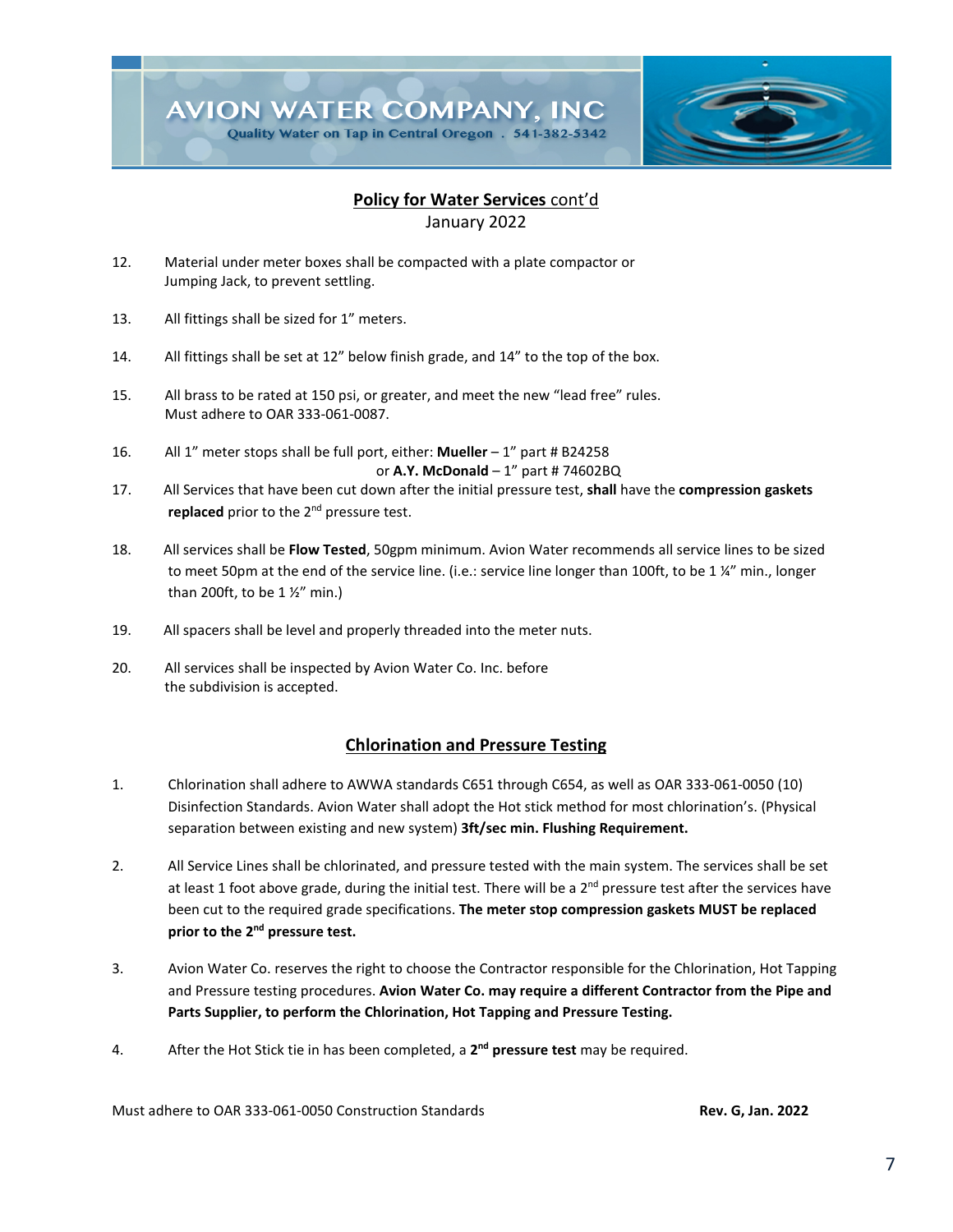## Policy for Water Services cont'd

January 2022

12. Material under meter boxes shall be compacted with a plate compactor or Jumping Jack, to prevent settling.

13. All fittings shall be sized for 1" meters.

14. All fittings shall be set at 12" below finish grade, and 14" to the top of the box.

15. All brass to be rated at 150 psi, or greater, and meet the new "lead free" rules. Must adhere to OAR 333-061-0087.

16. All 1" meter stops shall be full port, either: **Mueller** – 1" part # B24258
    or **A.Y. McDonald** – 1" part # 74602BQ

17. All Services that have been cut down after the initial pressure test, **shall** have the **compression gaskets replaced** prior to the 2nd pressure test.

18. All services shall be **Flow Tested**, 50gpm minimum. Avion Water recommends all service lines to be sized to meet 50pm at the end of the service line. (i.e.: service line longer than 100ft, to be 1 ¼" min., longer than 200ft, to be 1 ½" min.)

19. All spacers shall be level and properly threaded into the meter nuts.

20. All services shall be inspected by Avion Water Co. Inc. before the subdivision is accepted.

## Chlorination and Pressure Testing

1. Chlorination shall adhere to AWWA standards C651 through C654, as well as OAR 333-061-0050 (10) Disinfection Standards. Avion Water shall adopt the Hot stick method for most chlorination's. (Physical separation between existing and new system) **3ft/sec min. Flushing Requirement.**

2. All Service Lines shall be chlorinated, and pressure tested with the main system. The services shall be set at least 1 foot above grade, during the initial test. There will be a 2nd pressure test after the services have been cut to the required grade specifications. **The meter stop compression gaskets MUST be replaced prior to the 2nd pressure test.**

3. Avion Water Co. reserves the right to choose the Contractor responsible for the Chlorination, Hot Tapping and Pressure testing procedures. **Avion Water Co. may require a different Contractor from the Pipe and Parts Supplier, to perform the Chlorination, Hot Tapping and Pressure Testing.**

4. After the Hot Stick tie in has been completed, a **2nd pressure test** may be required.

Must adhere to OAR 333-061-0050 Construction Standards **Rev. G, Jan. 2022**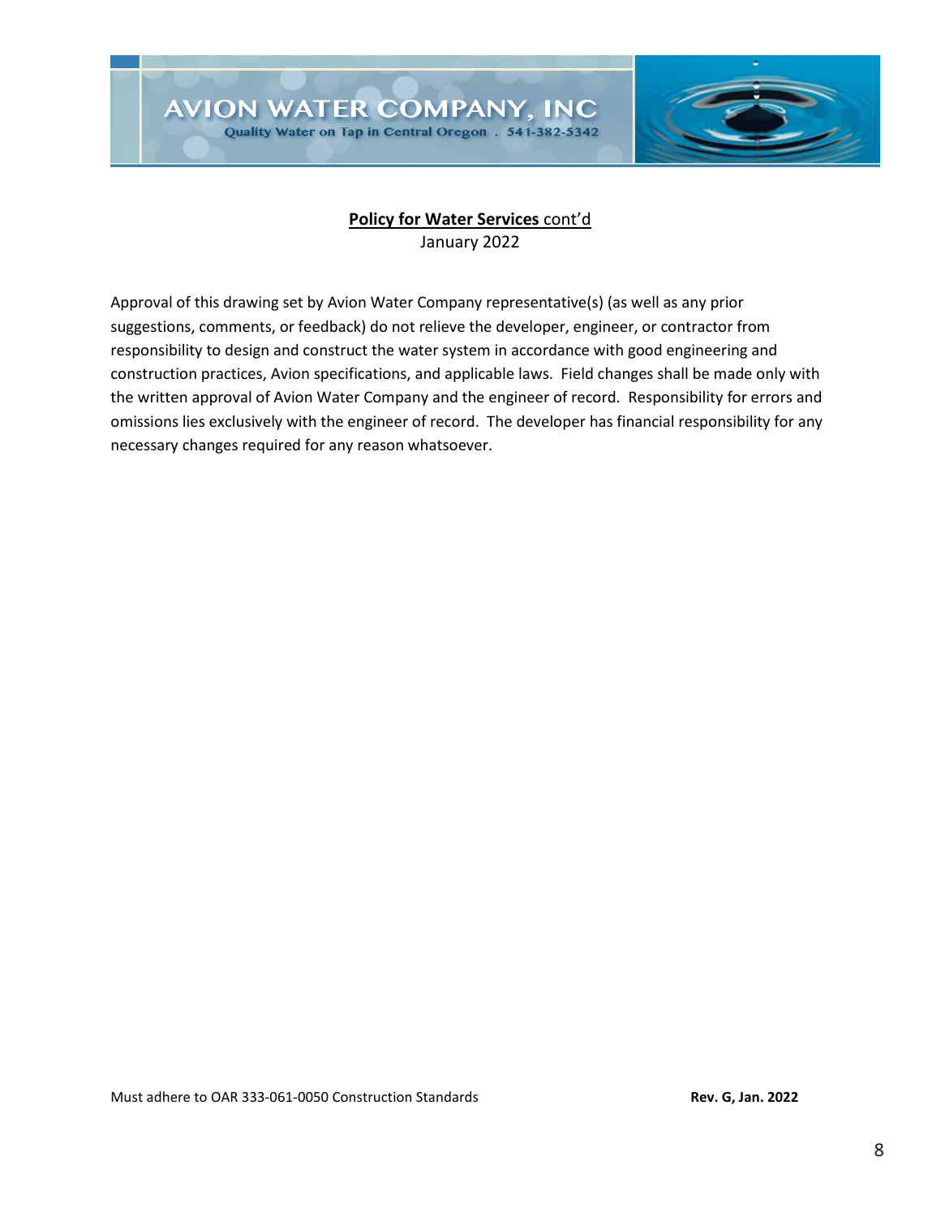**Policy for Water Services** cont'd

January 2022

Approval of this drawing set by Avion Water Company representative(s) (as well as any prior suggestions, comments, or feedback) do not relieve the developer, engineer, or contractor from responsibility to design and construct the water system in accordance with good engineering and construction practices, Avion specifications, and applicable laws. Field changes shall be made only with the written approval of Avion Water Company and the engineer of record. Responsibility for errors and omissions lies exclusively with the engineer of record. The developer has financial responsibility for any necessary changes required for any reason whatsoever.